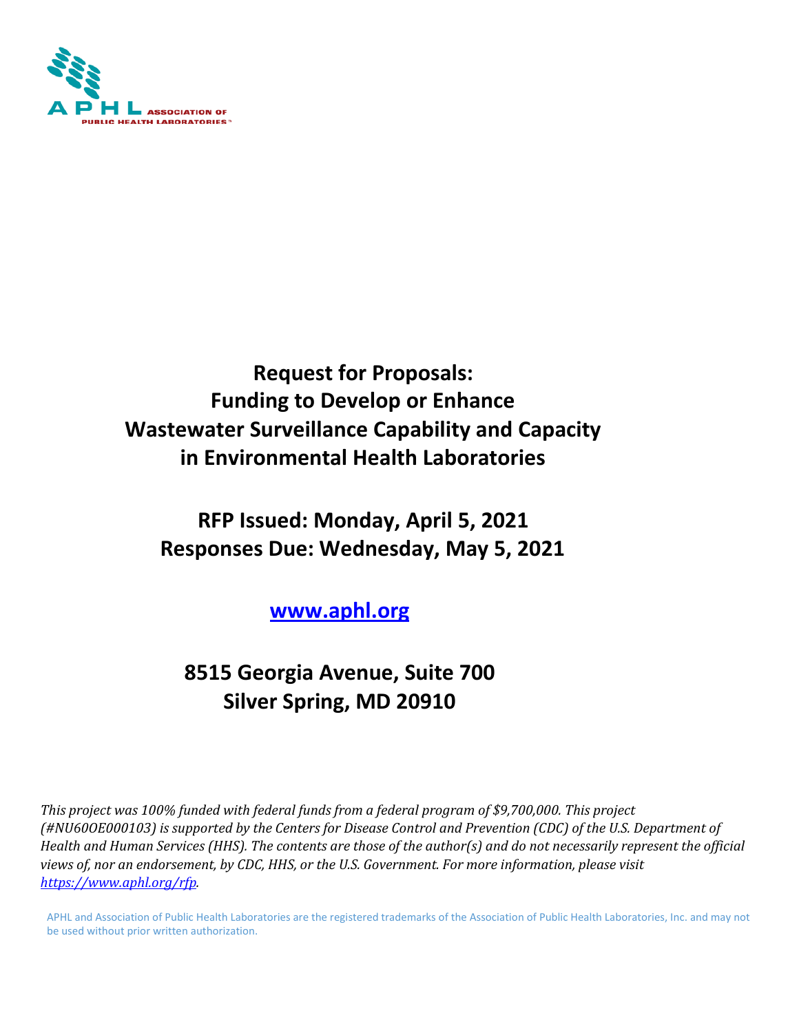APHL ASSOCIATION OF PUBLIC HEALTH LABORATORIES™

# Request for Proposals: Funding to Develop or Enhance Wastewater Surveillance Capability and Capacity in Environmental Health Laboratories

**RFP Issued: Monday, April 5, 2021**
**Responses Due: Wednesday, May 5, 2021**

**[www.aphl.org](http://www.aphl.org)**

**8515 Georgia Avenue, Suite 700**
**Silver Spring, MD 20910**

*This project was 100% funded with federal funds from a federal program of $9,700,000. This project (#NU60OE000103) is supported by the Centers for Disease Control and Prevention (CDC) of the U.S. Department of Health and Human Services (HHS). The contents are those of the author(s) and do not necessarily represent the official views of, nor an endorsement, by CDC, HHS, or the U.S. Government. For more information, please visit [https://www.aphl.org/rfp](https://www.aphl.org/rfp).*

APHL and Association of Public Health Laboratories are the registered trademarks of the Association of Public Health Laboratories, Inc. and may not be used without prior written authorization.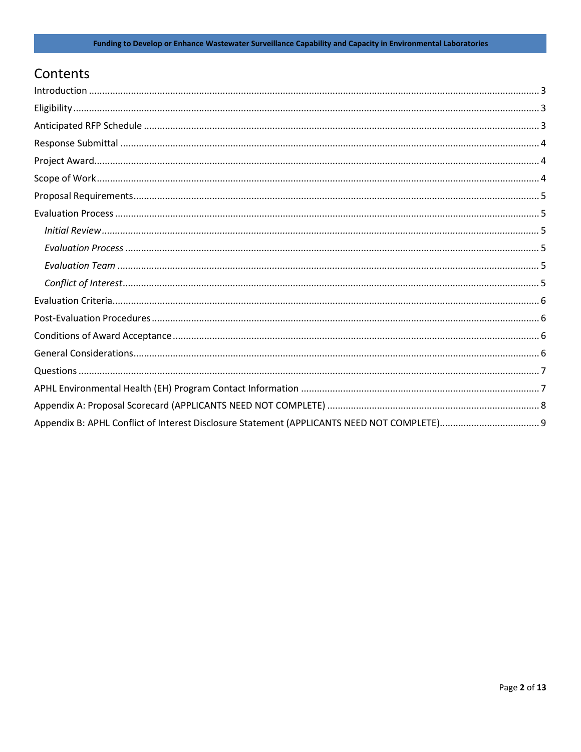# Contents

Introduction ........ 3

Eligibility ........ 3

Anticipated RFP Schedule ........ 3

Response Submittal ........ 4

Project Award ........ 4

Scope of Work ........ 4

Proposal Requirements ........ 5

Evaluation Process ........ 5

- *Initial Review* ........ 5
- *Evaluation Process* ........ 5
- *Evaluation Team* ........ 5
- *Conflict of Interest* ........ 5

Evaluation Criteria ........ 6

Post-Evaluation Procedures ........ 6

Conditions of Award Acceptance ........ 6

General Considerations ........ 6

Questions ........ 7

APHL Environmental Health (EH) Program Contact Information ........ 7

Appendix A: Proposal Scorecard (APPLICANTS NEED NOT COMPLETE) ........ 8

Appendix B: APHL Conflict of Interest Disclosure Statement (APPLICANTS NEED NOT COMPLETE) ........ 9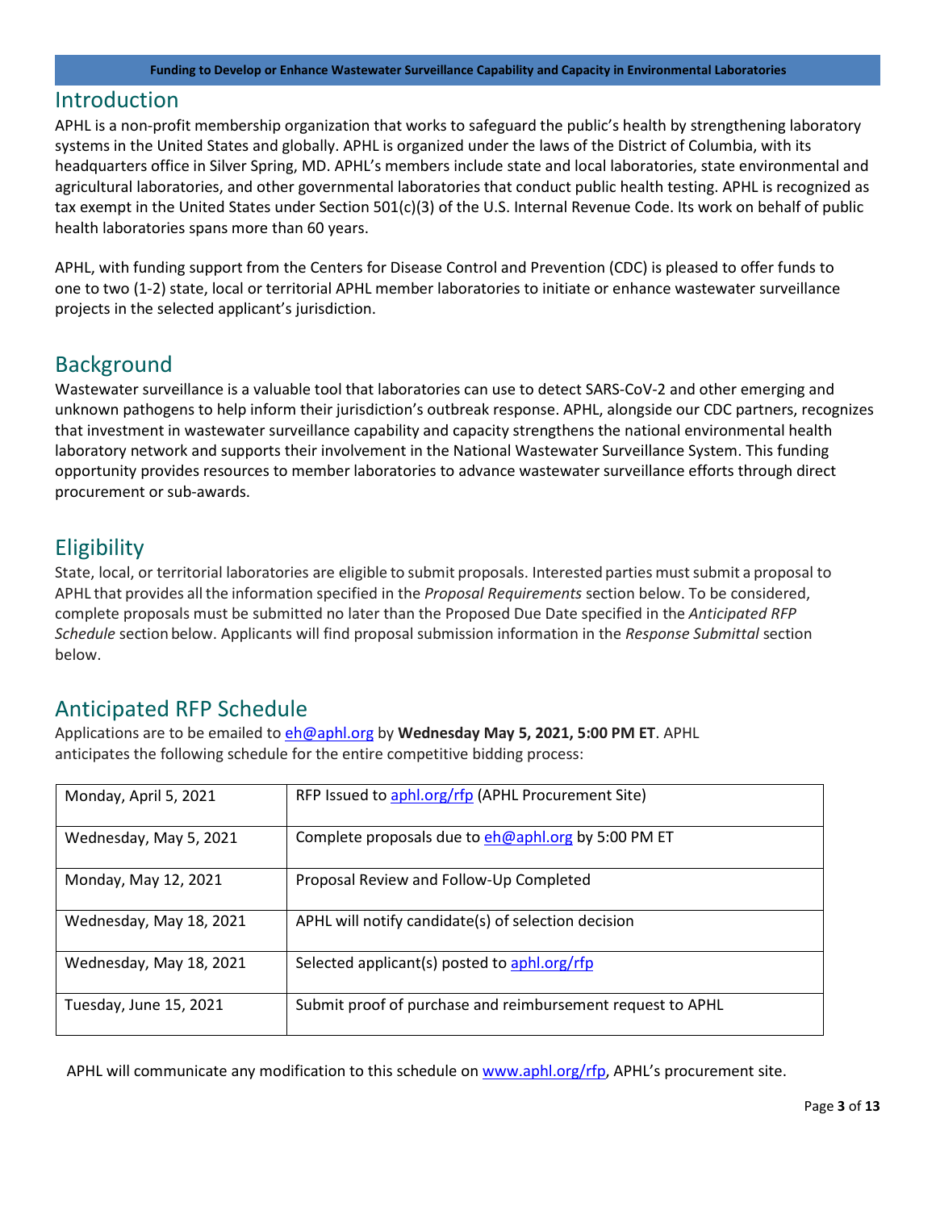## Introduction

APHL is a non-profit membership organization that works to safeguard the public's health by strengthening laboratory systems in the United States and globally. APHL is organized under the laws of the District of Columbia, with its headquarters office in Silver Spring, MD. APHL's members include state and local laboratories, state environmental and agricultural laboratories, and other governmental laboratories that conduct public health testing. APHL is recognized as tax exempt in the United States under Section 501(c)(3) of the U.S. Internal Revenue Code. Its work on behalf of public health laboratories spans more than 60 years.

APHL, with funding support from the Centers for Disease Control and Prevention (CDC) is pleased to offer funds to one to two (1-2) state, local or territorial APHL member laboratories to initiate or enhance wastewater surveillance projects in the selected applicant's jurisdiction.

## Background

Wastewater surveillance is a valuable tool that laboratories can use to detect SARS-CoV-2 and other emerging and unknown pathogens to help inform their jurisdiction's outbreak response. APHL, alongside our CDC partners, recognizes that investment in wastewater surveillance capability and capacity strengthens the national environmental health laboratory network and supports their involvement in the National Wastewater Surveillance System. This funding opportunity provides resources to member laboratories to advance wastewater surveillance efforts through direct procurement or sub-awards.

## Eligibility

State, local, or territorial laboratories are eligible to submit proposals. Interested parties must submit a proposal to APHL that provides all the information specified in the *Proposal Requirements* section below. To be considered, complete proposals must be submitted no later than the Proposed Due Date specified in the *Anticipated RFP Schedule* section below. Applicants will find proposal submission information in the *Response Submittal* section below.

## Anticipated RFP Schedule

Applications are to be emailed to eh@aphl.org by **Wednesday May 5, 2021, 5:00 PM ET**. APHL anticipates the following schedule for the entire competitive bidding process:

| Date | Activity |
|---|---|
| Monday, April 5, 2021 | RFP Issued to aphl.org/rfp (APHL Procurement Site) |
| Wednesday, May 5, 2021 | Complete proposals due to eh@aphl.org by 5:00 PM ET |
| Monday, May 12, 2021 | Proposal Review and Follow-Up Completed |
| Wednesday, May 18, 2021 | APHL will notify candidate(s) of selection decision |
| Wednesday, May 18, 2021 | Selected applicant(s) posted to aphl.org/rfp |
| Tuesday, June 15, 2021 | Submit proof of purchase and reimbursement request to APHL |

APHL will communicate any modification to this schedule on www.aphl.org/rfp, APHL's procurement site.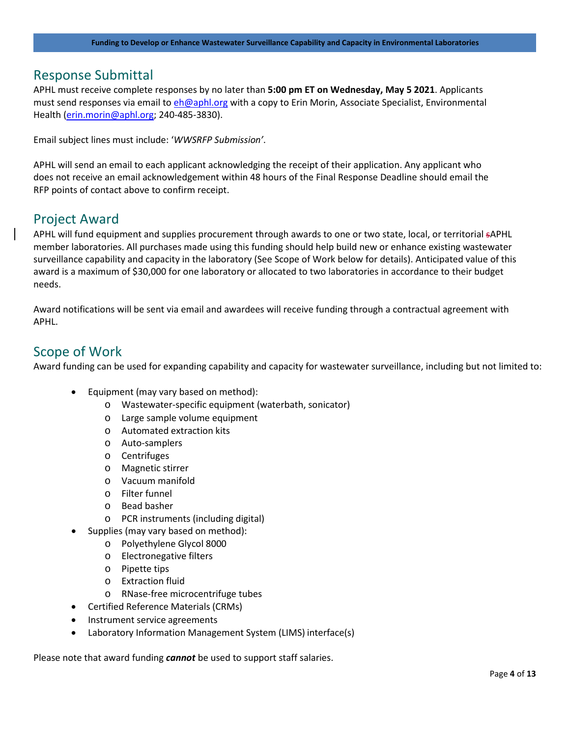## Response Submittal

APHL must receive complete responses by no later than **5:00 pm ET on Wednesday, May 5 2021**. Applicants must send responses via email to eh@aphl.org with a copy to Erin Morin, Associate Specialist, Environmental Health (erin.morin@aphl.org; 240-485-3830).

Email subject lines must include: '*WWSRFP Submission*'.

APHL will send an email to each applicant acknowledging the receipt of their application. Any applicant who does not receive an email acknowledgement within 48 hours of the Final Response Deadline should email the RFP points of contact above to confirm receipt.

## Project Award

APHL will fund equipment and supplies procurement through awards to one or two state, local, or territorial APHL member laboratories. All purchases made using this funding should help build new or enhance existing wastewater surveillance capability and capacity in the laboratory (See Scope of Work below for details). Anticipated value of this award is a maximum of $30,000 for one laboratory or allocated to two laboratories in accordance to their budget needs.

Award notifications will be sent via email and awardees will receive funding through a contractual agreement with APHL.

## Scope of Work

Award funding can be used for expanding capability and capacity for wastewater surveillance, including but not limited to:

- Equipment (may vary based on method):
  - Wastewater-specific equipment (waterbath, sonicator)
  - Large sample volume equipment
  - Automated extraction kits
  - Auto-samplers
  - Centrifuges
  - Magnetic stirrer
  - Vacuum manifold
  - Filter funnel
  - Bead basher
  - PCR instruments (including digital)
- Supplies (may vary based on method):
  - Polyethylene Glycol 8000
  - Electronegative filters
  - Pipette tips
  - Extraction fluid
  - RNase-free microcentrifuge tubes
- Certified Reference Materials (CRMs)
- Instrument service agreements
- Laboratory Information Management System (LIMS) interface(s)

Please note that award funding ***cannot*** be used to support staff salaries.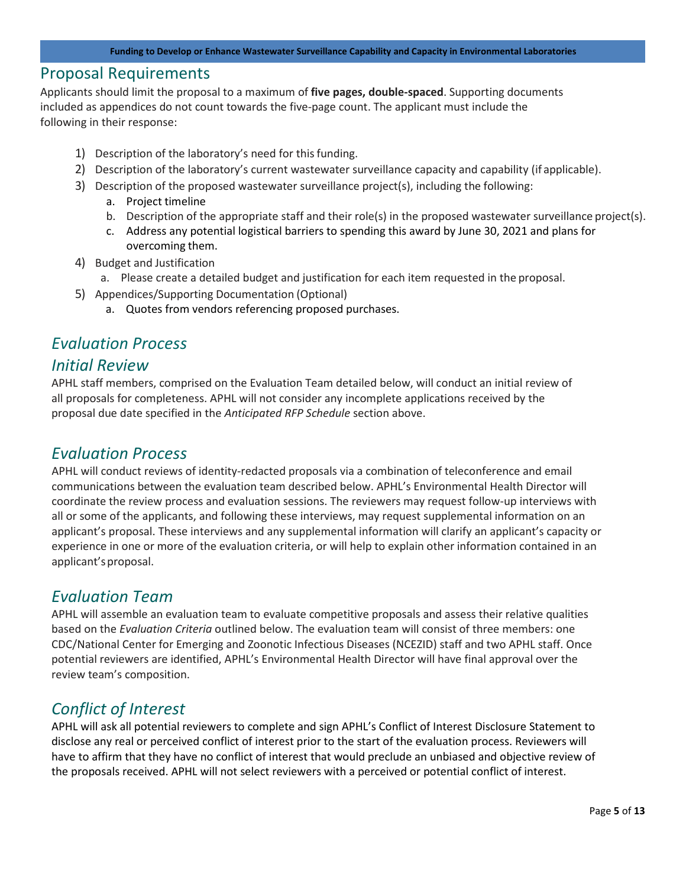## Proposal Requirements

Applicants should limit the proposal to a maximum of **five pages, double-spaced**. Supporting documents included as appendices do not count towards the five-page count. The applicant must include the following in their response:

1) Description of the laboratory's need for this funding.
2) Description of the laboratory's current wastewater surveillance capacity and capability (if applicable).
3) Description of the proposed wastewater surveillance project(s), including the following:
    a. Project timeline
    b. Description of the appropriate staff and their role(s) in the proposed wastewater surveillance project(s).
    c. Address any potential logistical barriers to spending this award by June 30, 2021 and plans for overcoming them.
4) Budget and Justification
    a. Please create a detailed budget and justification for each item requested in the proposal.
5) Appendices/Supporting Documentation (Optional)
    a. Quotes from vendors referencing proposed purchases.

## *Evaluation Process*

### *Initial Review*

APHL staff members, comprised on the Evaluation Team detailed below, will conduct an initial review of all proposals for completeness. APHL will not consider any incomplete applications received by the proposal due date specified in the *Anticipated RFP Schedule* section above.

### *Evaluation Process*

APHL will conduct reviews of identity-redacted proposals via a combination of teleconference and email communications between the evaluation team described below. APHL's Environmental Health Director will coordinate the review process and evaluation sessions. The reviewers may request follow-up interviews with all or some of the applicants, and following these interviews, may request supplemental information on an applicant's proposal. These interviews and any supplemental information will clarify an applicant's capacity or experience in one or more of the evaluation criteria, or will help to explain other information contained in an applicant's proposal.

### *Evaluation Team*

APHL will assemble an evaluation team to evaluate competitive proposals and assess their relative qualities based on the *Evaluation Criteria* outlined below. The evaluation team will consist of three members: one CDC/National Center for Emerging and Zoonotic Infectious Diseases (NCEZID) staff and two APHL staff. Once potential reviewers are identified, APHL's Environmental Health Director will have final approval over the review team's composition.

### *Conflict of Interest*

APHL will ask all potential reviewers to complete and sign APHL's Conflict of Interest Disclosure Statement to disclose any real or perceived conflict of interest prior to the start of the evaluation process. Reviewers will have to affirm that they have no conflict of interest that would preclude an unbiased and objective review of the proposals received. APHL will not select reviewers with a perceived or potential conflict of interest.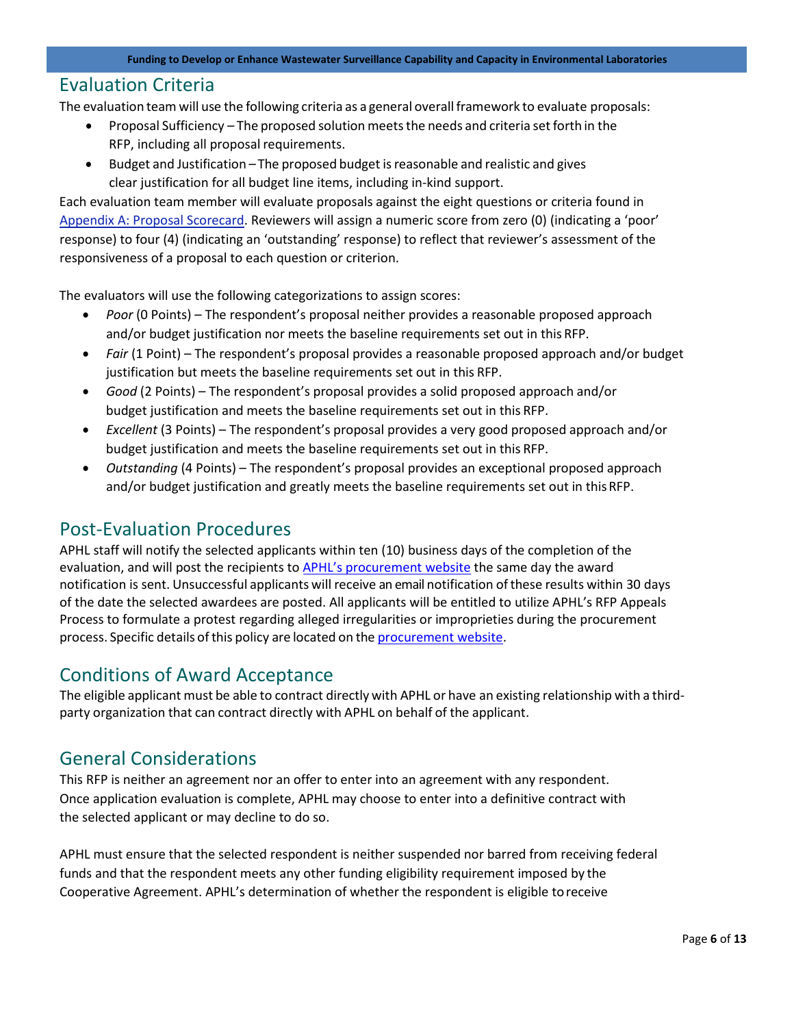## Evaluation Criteria

The evaluation team will use the following criteria as a general overall framework to evaluate proposals:

- Proposal Sufficiency – The proposed solution meets the needs and criteria set forth in the RFP, including all proposal requirements.
- Budget and Justification – The proposed budget is reasonable and realistic and gives clear justification for all budget line items, including in-kind support.

Each evaluation team member will evaluate proposals against the eight questions or criteria found in Appendix A: Proposal Scorecard. Reviewers will assign a numeric score from zero (0) (indicating a 'poor' response) to four (4) (indicating an 'outstanding' response) to reflect that reviewer's assessment of the responsiveness of a proposal to each question or criterion.

The evaluators will use the following categorizations to assign scores:

- *Poor* (0 Points) – The respondent's proposal neither provides a reasonable proposed approach and/or budget justification nor meets the baseline requirements set out in this RFP.
- *Fair* (1 Point) – The respondent's proposal provides a reasonable proposed approach and/or budget justification but meets the baseline requirements set out in this RFP.
- *Good* (2 Points) – The respondent's proposal provides a solid proposed approach and/or budget justification and meets the baseline requirements set out in this RFP.
- *Excellent* (3 Points) – The respondent's proposal provides a very good proposed approach and/or budget justification and meets the baseline requirements set out in this RFP.
- *Outstanding* (4 Points) – The respondent's proposal provides an exceptional proposed approach and/or budget justification and greatly meets the baseline requirements set out in this RFP.

## Post-Evaluation Procedures

APHL staff will notify the selected applicants within ten (10) business days of the completion of the evaluation, and will post the recipients to APHL's procurement website the same day the award notification is sent. Unsuccessful applicants will receive an email notification of these results within 30 days of the date the selected awardees are posted. All applicants will be entitled to utilize APHL's RFP Appeals Process to formulate a protest regarding alleged irregularities or improprieties during the procurement process. Specific details of this policy are located on the procurement website.

## Conditions of Award Acceptance

The eligible applicant must be able to contract directly with APHL or have an existing relationship with a third-party organization that can contract directly with APHL on behalf of the applicant.

## General Considerations

This RFP is neither an agreement nor an offer to enter into an agreement with any respondent. Once application evaluation is complete, APHL may choose to enter into a definitive contract with the selected applicant or may decline to do so.

APHL must ensure that the selected respondent is neither suspended nor barred from receiving federal funds and that the respondent meets any other funding eligibility requirement imposed by the Cooperative Agreement. APHL's determination of whether the respondent is eligible to receive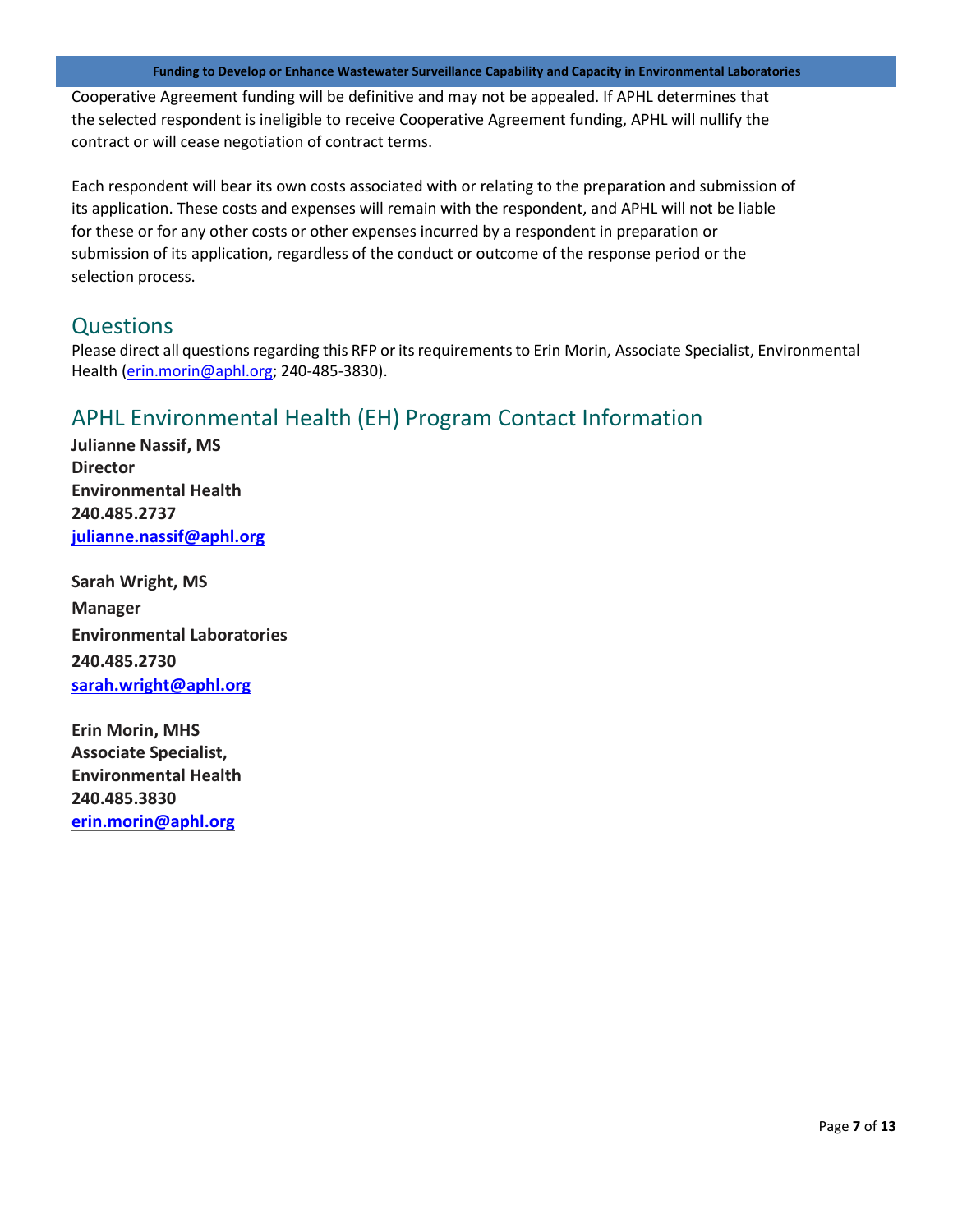Cooperative Agreement funding will be definitive and may not be appealed. If APHL determines that the selected respondent is ineligible to receive Cooperative Agreement funding, APHL will nullify the contract or will cease negotiation of contract terms.

Each respondent will bear its own costs associated with or relating to the preparation and submission of its application. These costs and expenses will remain with the respondent, and APHL will not be liable for these or for any other costs or other expenses incurred by a respondent in preparation or submission of its application, regardless of the conduct or outcome of the response period or the selection process.

## Questions

Please direct all questions regarding this RFP or its requirements to Erin Morin, Associate Specialist, Environmental Health (erin.morin@aphl.org; 240-485-3830).

## APHL Environmental Health (EH) Program Contact Information

**Julianne Nassif, MS**
**Director**
**Environmental Health**
**240.485.2737**
**julianne.nassif@aphl.org**

**Sarah Wright, MS**
**Manager**
**Environmental Laboratories**
**240.485.2730**
**sarah.wright@aphl.org**

**Erin Morin, MHS**
**Associate Specialist,**
**Environmental Health**
**240.485.3830**
**erin.morin@aphl.org**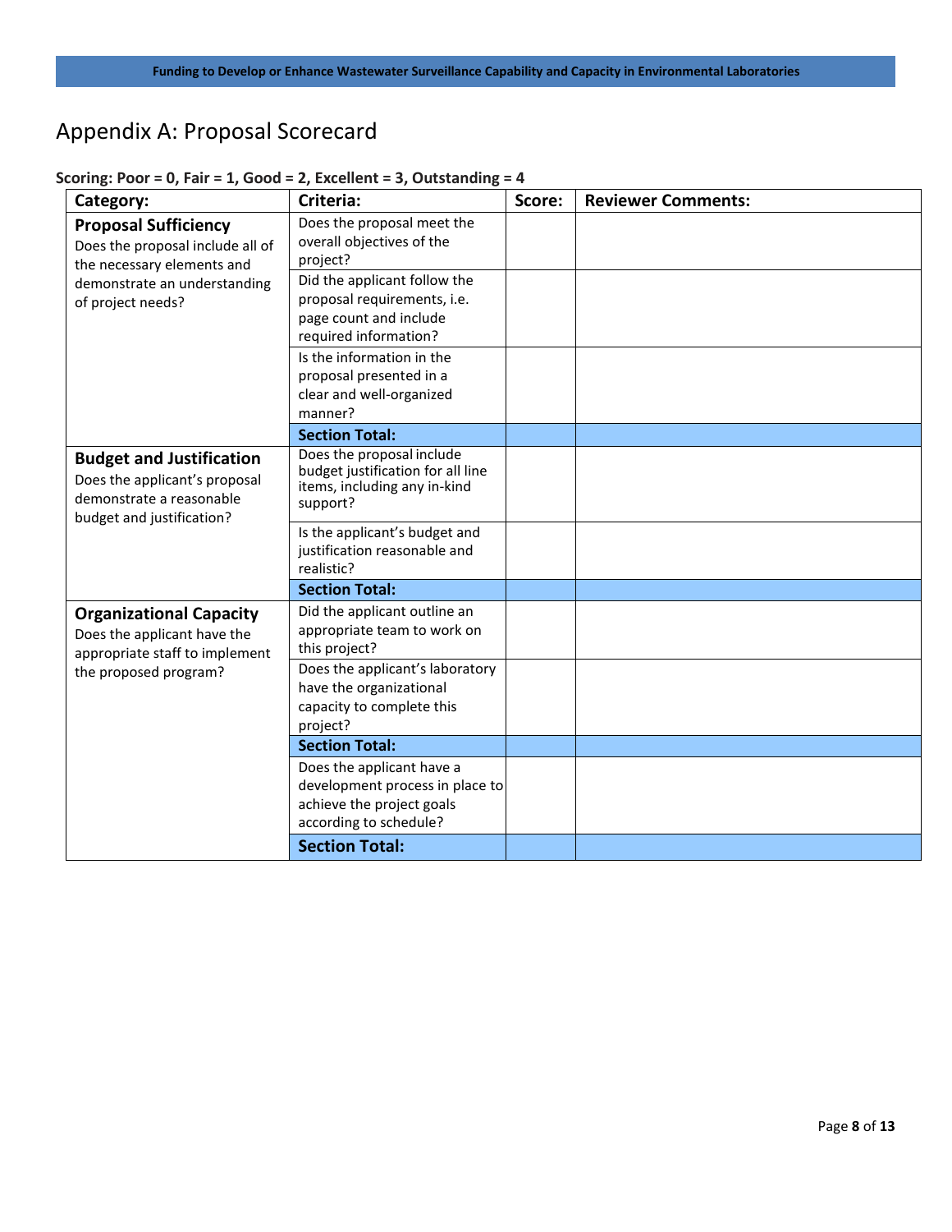# Appendix A: Proposal Scorecard

**Scoring: Poor = 0, Fair = 1, Good = 2, Excellent = 3, Outstanding = 4**

| Category: | Criteria: | Score: | Reviewer Comments: |
|---|---|---|---|
| **Proposal Sufficiency** Does the proposal include all of the necessary elements and demonstrate an understanding of project needs? | Does the proposal meet the overall objectives of the project? | | |
| | Did the applicant follow the proposal requirements, i.e. page count and include required information? | | |
| | Is the information in the proposal presented in a clear and well-organized manner? | | |
| | **Section Total:** | | |
| **Budget and Justification** Does the applicant's proposal demonstrate a reasonable budget and justification? | Does the proposal include budget justification for all line items, including any in-kind support? | | |
| | Is the applicant's budget and justification reasonable and realistic? | | |
| | **Section Total:** | | |
| **Organizational Capacity** Does the applicant have the appropriate staff to implement the proposed program? | Did the applicant outline an appropriate team to work on this project? | | |
| | Does the applicant's laboratory have the organizational capacity to complete this project? | | |
| | **Section Total:** | | |
| | Does the applicant have a development process in place to achieve the project goals according to schedule? | | |
| | **Section Total:** | | |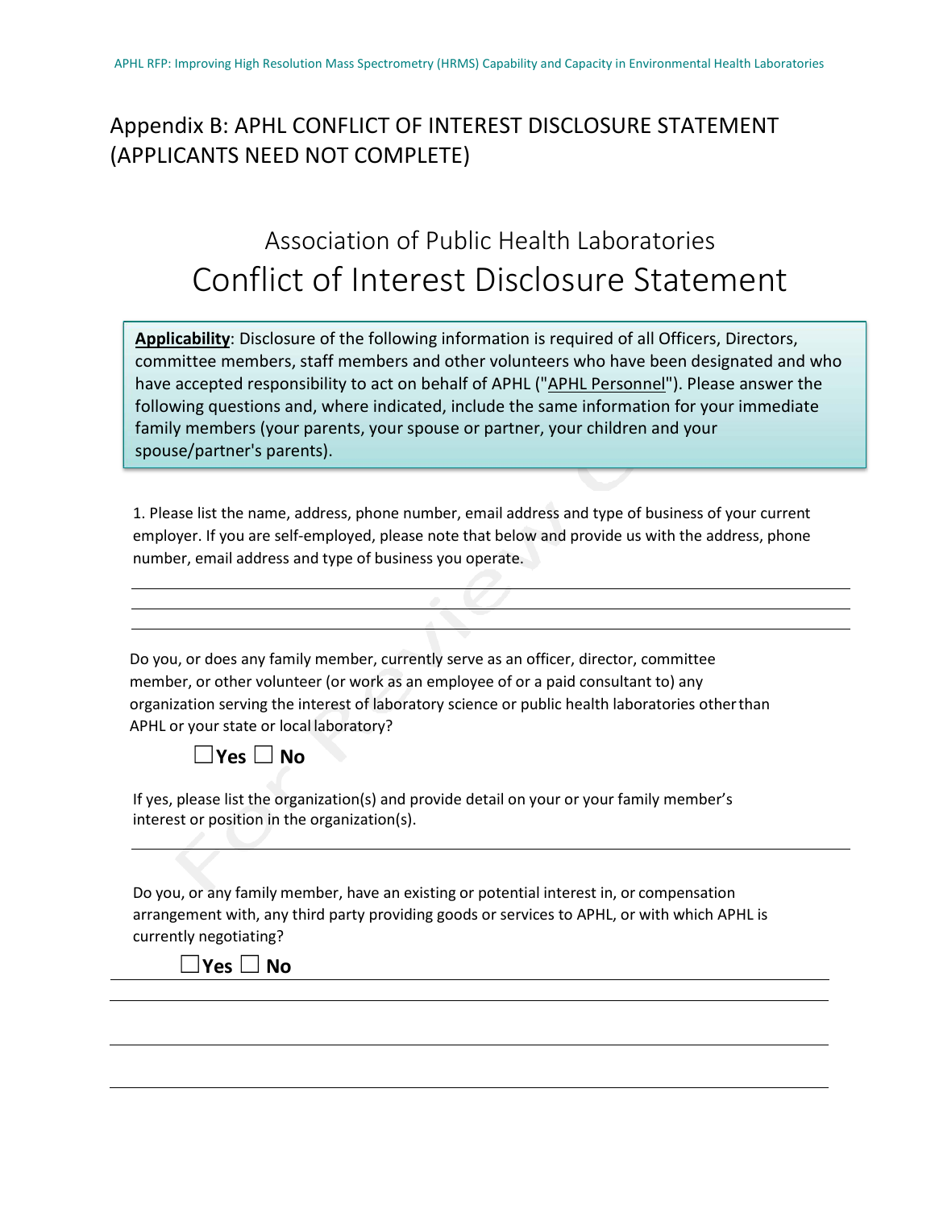# Appendix B: APHL CONFLICT OF INTEREST DISCLOSURE STATEMENT (APPLICANTS NEED NOT COMPLETE)

## Association of Public Health Laboratories
# Conflict of Interest Disclosure Statement

**Applicability**: Disclosure of the following information is required of all Officers, Directors, committee members, staff members and other volunteers who have been designated and who have accepted responsibility to act on behalf of APHL ("APHL Personnel"). Please answer the following questions and, where indicated, include the same information for your immediate family members (your parents, your spouse or partner, your children and your spouse/partner's parents).

1. Please list the name, address, phone number, email address and type of business of your current employer. If you are self-employed, please note that below and provide us with the address, phone number, email address and type of business you operate.

______________________________________________

______________________________________________

______________________________________________

Do you, or does any family member, currently serve as an officer, director, committee member, or other volunteer (or work as an employee of or a paid consultant to) any organization serving the interest of laboratory science or public health laboratories other than APHL or your state or local laboratory?

☐**Yes** ☐ **No**

If yes, please list the organization(s) and provide detail on your or your family member's interest or position in the organization(s).

______________________________________________

Do you, or any family member, have an existing or potential interest in, or compensation arrangement with, any third party providing goods or services to APHL, or with which APHL is currently negotiating?

☐**Yes** ☐ **No**

______________________________________________

______________________________________________

______________________________________________

______________________________________________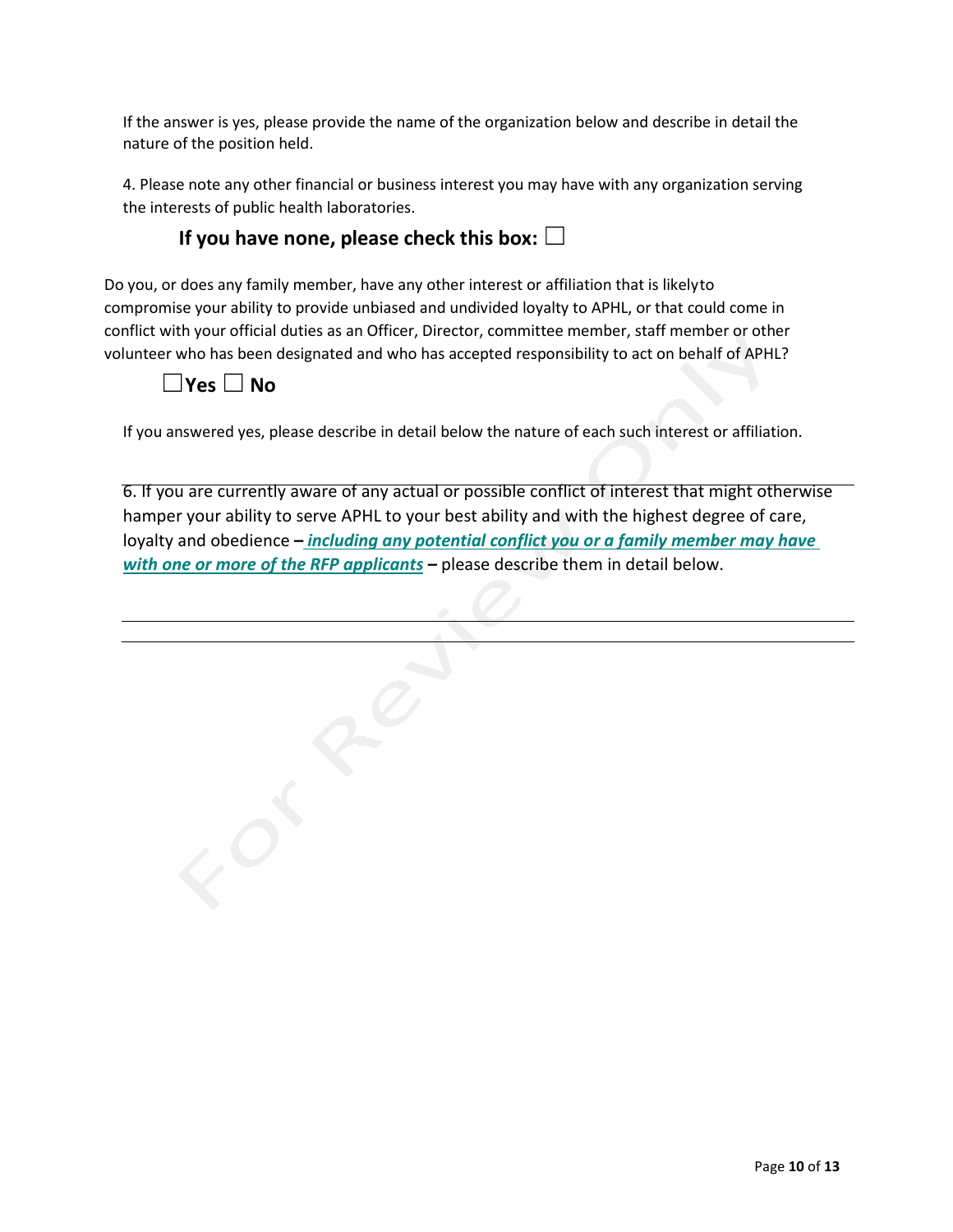If the answer is yes, please provide the name of the organization below and describe in detail the nature of the position held.

4. Please note any other financial or business interest you may have with any organization serving the interests of public health laboratories.

**If you have none, please check this box: ☐**

Do you, or does any family member, have any other interest or affiliation that is likelyto compromise your ability to provide unbiased and undivided loyalty to APHL, or that could come in conflict with your official duties as an Officer, Director, committee member, staff member or other volunteer who has been designated and who has accepted responsibility to act on behalf of APHL?

☐**Yes** ☐ **No**

If you answered yes, please describe in detail below the nature of each such interest or affiliation.

---

6. If you are currently aware of any actual or possible conflict of interest that might otherwise hamper your ability to serve APHL to your best ability and with the highest degree of care, loyalty and obedience **–** ***including any potential conflict you or a family member may have with one or more of the RFP applicants*** **–** please describe them in detail below.

---

---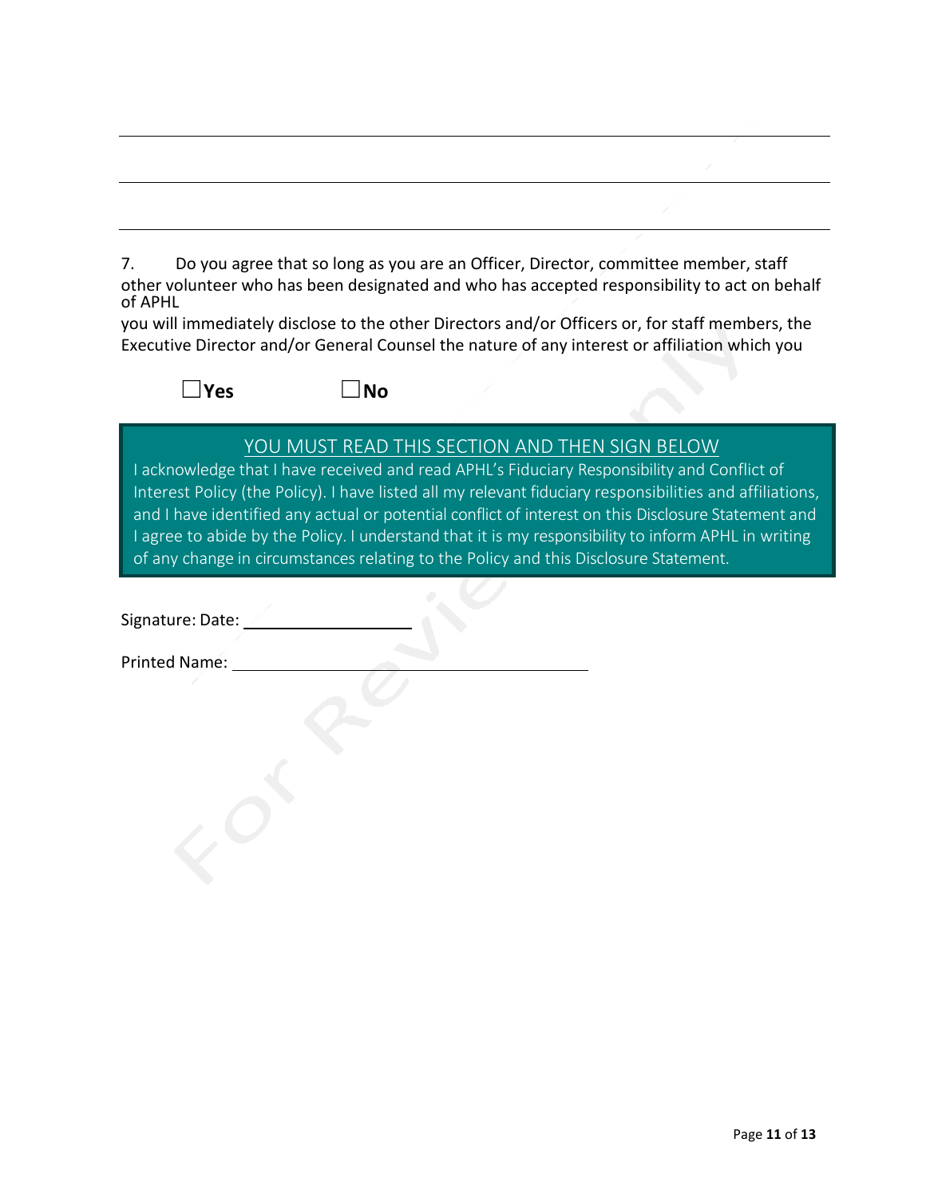7. Do you agree that so long as you are an Officer, Director, committee member, staff other volunteer who has been designated and who has accepted responsibility to act on behalf of APHL
you will immediately disclose to the other Directors and/or Officers or, for staff members, the Executive Director and/or General Counsel the nature of any interest or affiliation which you

☐**Yes** ☐**No**

YOU MUST READ THIS SECTION AND THEN SIGN BELOW

I acknowledge that I have received and read APHL's Fiduciary Responsibility and Conflict of Interest Policy (the Policy). I have listed all my relevant fiduciary responsibilities and affiliations, and I have identified any actual or potential conflict of interest on this Disclosure Statement and I agree to abide by the Policy. I understand that it is my responsibility to inform APHL in writing of any change in circumstances relating to the Policy and this Disclosure Statement.

Signature: Date: ____________________

Printed Name: ____________________________________________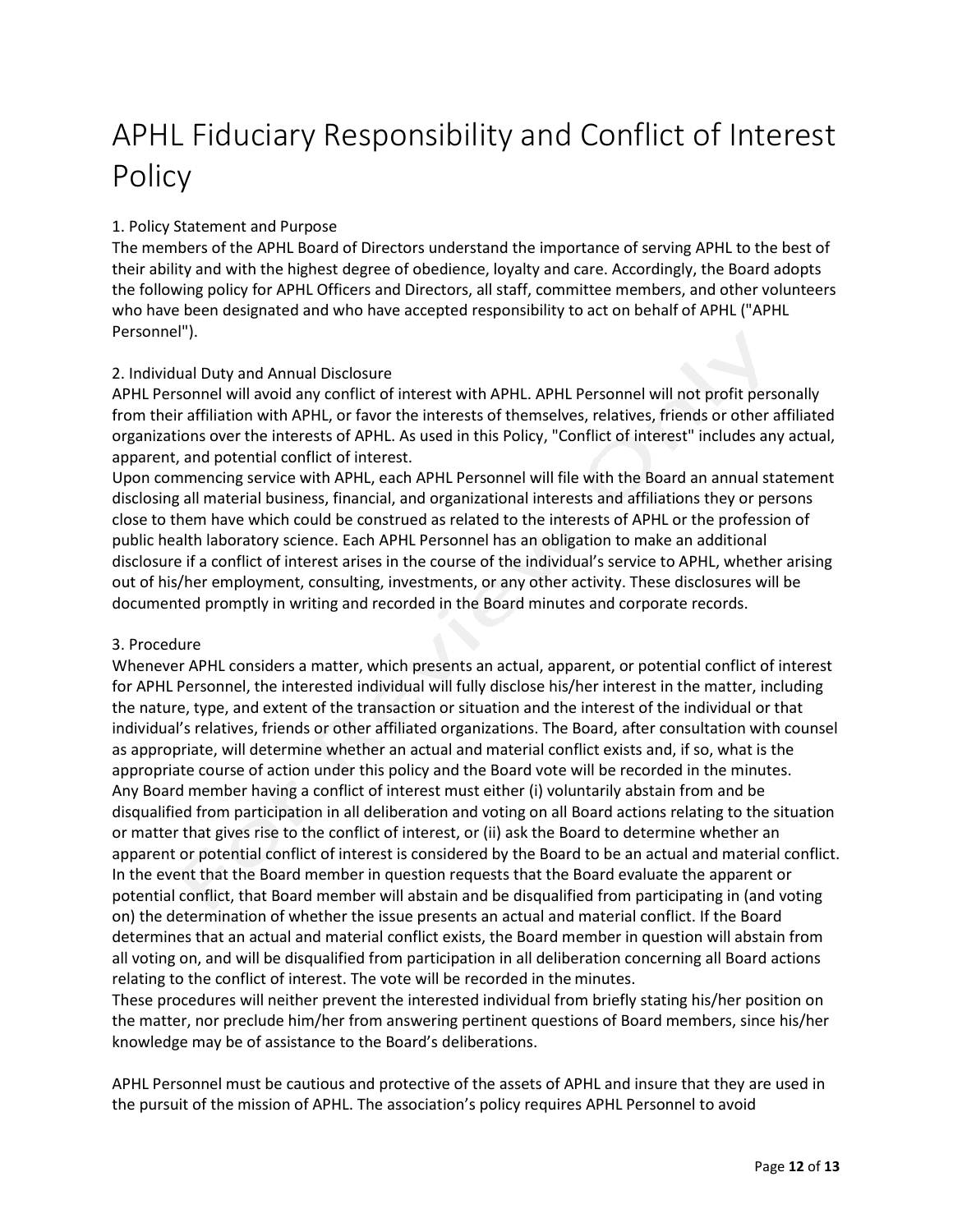# APHL Fiduciary Responsibility and Conflict of Interest Policy

1. Policy Statement and Purpose

The members of the APHL Board of Directors understand the importance of serving APHL to the best of their ability and with the highest degree of obedience, loyalty and care. Accordingly, the Board adopts the following policy for APHL Officers and Directors, all staff, committee members, and other volunteers who have been designated and who have accepted responsibility to act on behalf of APHL ("APHL Personnel").

2. Individual Duty and Annual Disclosure

APHL Personnel will avoid any conflict of interest with APHL. APHL Personnel will not profit personally from their affiliation with APHL, or favor the interests of themselves, relatives, friends or other affiliated organizations over the interests of APHL. As used in this Policy, "Conflict of interest" includes any actual, apparent, and potential conflict of interest.

Upon commencing service with APHL, each APHL Personnel will file with the Board an annual statement disclosing all material business, financial, and organizational interests and affiliations they or persons close to them have which could be construed as related to the interests of APHL or the profession of public health laboratory science. Each APHL Personnel has an obligation to make an additional disclosure if a conflict of interest arises in the course of the individual's service to APHL, whether arising out of his/her employment, consulting, investments, or any other activity. These disclosures will be documented promptly in writing and recorded in the Board minutes and corporate records.

3. Procedure

Whenever APHL considers a matter, which presents an actual, apparent, or potential conflict of interest for APHL Personnel, the interested individual will fully disclose his/her interest in the matter, including the nature, type, and extent of the transaction or situation and the interest of the individual or that individual's relatives, friends or other affiliated organizations. The Board, after consultation with counsel as appropriate, will determine whether an actual and material conflict exists and, if so, what is the appropriate course of action under this policy and the Board vote will be recorded in the minutes.

Any Board member having a conflict of interest must either (i) voluntarily abstain from and be disqualified from participation in all deliberation and voting on all Board actions relating to the situation or matter that gives rise to the conflict of interest, or (ii) ask the Board to determine whether an apparent or potential conflict of interest is considered by the Board to be an actual and material conflict. In the event that the Board member in question requests that the Board evaluate the apparent or potential conflict, that Board member will abstain and be disqualified from participating in (and voting on) the determination of whether the issue presents an actual and material conflict. If the Board determines that an actual and material conflict exists, the Board member in question will abstain from all voting on, and will be disqualified from participation in all deliberation concerning all Board actions relating to the conflict of interest. The vote will be recorded in the minutes.

These procedures will neither prevent the interested individual from briefly stating his/her position on the matter, nor preclude him/her from answering pertinent questions of Board members, since his/her knowledge may be of assistance to the Board's deliberations.

APHL Personnel must be cautious and protective of the assets of APHL and insure that they are used in the pursuit of the mission of APHL. The association's policy requires APHL Personnel to avoid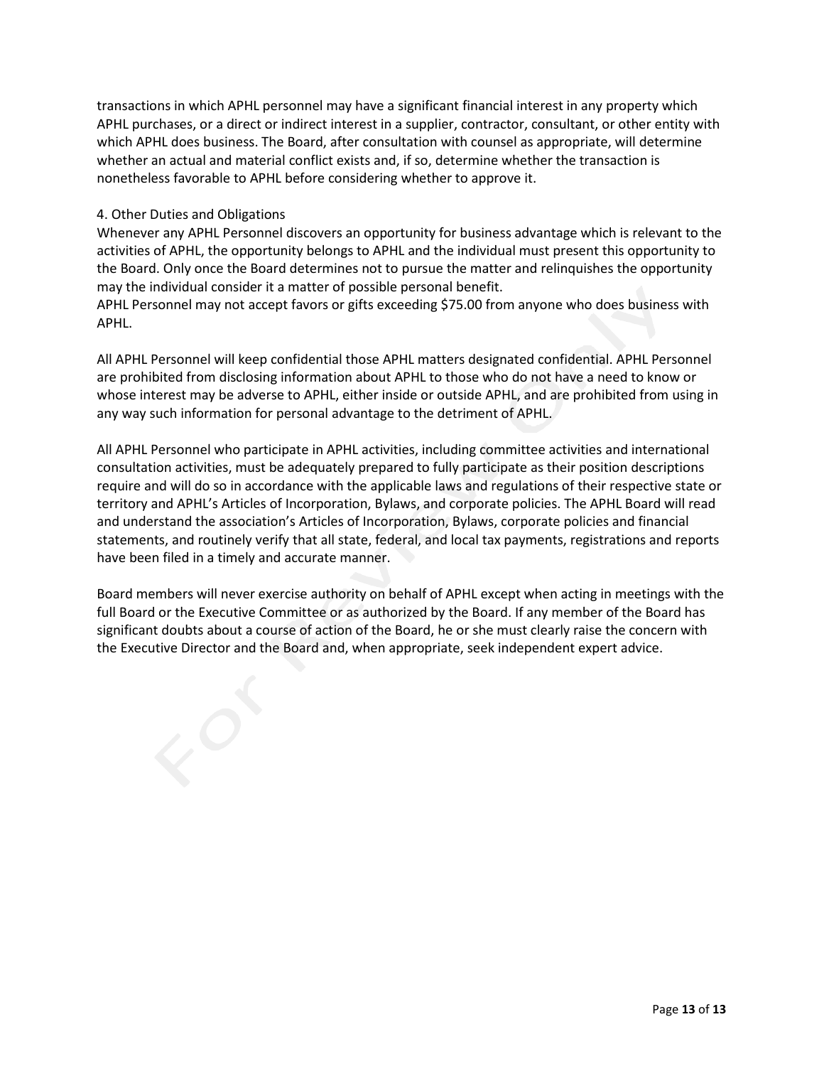transactions in which APHL personnel may have a significant financial interest in any property which APHL purchases, or a direct or indirect interest in a supplier, contractor, consultant, or other entity with which APHL does business. The Board, after consultation with counsel as appropriate, will determine whether an actual and material conflict exists and, if so, determine whether the transaction is nonetheless favorable to APHL before considering whether to approve it.

4. Other Duties and Obligations

Whenever any APHL Personnel discovers an opportunity for business advantage which is relevant to the activities of APHL, the opportunity belongs to APHL and the individual must present this opportunity to the Board. Only once the Board determines not to pursue the matter and relinquishes the opportunity may the individual consider it a matter of possible personal benefit.

APHL Personnel may not accept favors or gifts exceeding $75.00 from anyone who does business with APHL.

All APHL Personnel will keep confidential those APHL matters designated confidential. APHL Personnel are prohibited from disclosing information about APHL to those who do not have a need to know or whose interest may be adverse to APHL, either inside or outside APHL, and are prohibited from using in any way such information for personal advantage to the detriment of APHL.

All APHL Personnel who participate in APHL activities, including committee activities and international consultation activities, must be adequately prepared to fully participate as their position descriptions require and will do so in accordance with the applicable laws and regulations of their respective state or territory and APHL's Articles of Incorporation, Bylaws, and corporate policies. The APHL Board will read and understand the association's Articles of Incorporation, Bylaws, corporate policies and financial statements, and routinely verify that all state, federal, and local tax payments, registrations and reports have been filed in a timely and accurate manner.

Board members will never exercise authority on behalf of APHL except when acting in meetings with the full Board or the Executive Committee or as authorized by the Board. If any member of the Board has significant doubts about a course of action of the Board, he or she must clearly raise the concern with the Executive Director and the Board and, when appropriate, seek independent expert advice.